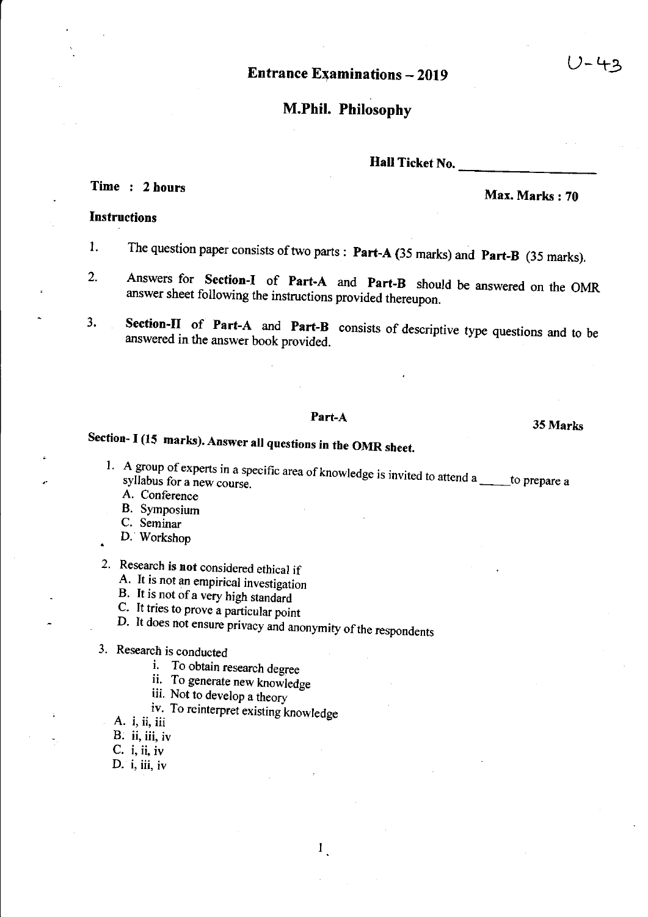U-43

# Entrance Examinations – 2019

## M.Phil. Philosophy

**Hall Ticket No.** ____________________

**Time : 2 hours** **Max. Marks : 70**

### Instructions

1. The question paper consists of two parts : **Part-A** (35 marks) and **Part-B** (35 marks).
2. Answers for **Section-I** of **Part-A** and **Part-B** should be answered on the OMR answer sheet following the instructions provided thereupon.
3. **Section-II** of **Part-A** and **Part-B** consists of descriptive type questions and to be answered in the answer book provided.

## Part-A

**35 Marks**

### Section- I (15 marks). Answer all questions in the OMR sheet.

1. A group of experts in a specific area of knowledge is invited to attend a _____ to prepare a syllabus for a new course.
   A. Conference
   B. Symposium
   C. Seminar
   D. Workshop

2. Research **is not** considered ethical if
   A. It is not an empirical investigation
   B. It is not of a very high standard
   C. It tries to prove a particular point
   D. It does not ensure privacy and anonymity of the respondents

3. Research is conducted
   i. To obtain research degree
   ii. To generate new knowledge
   iii. Not to develop a theory
   iv. To reinterpret existing knowledge

   A. i, ii, iii
   B. ii, iii, iv
   C. i, ii, iv
   D. i, iii, iv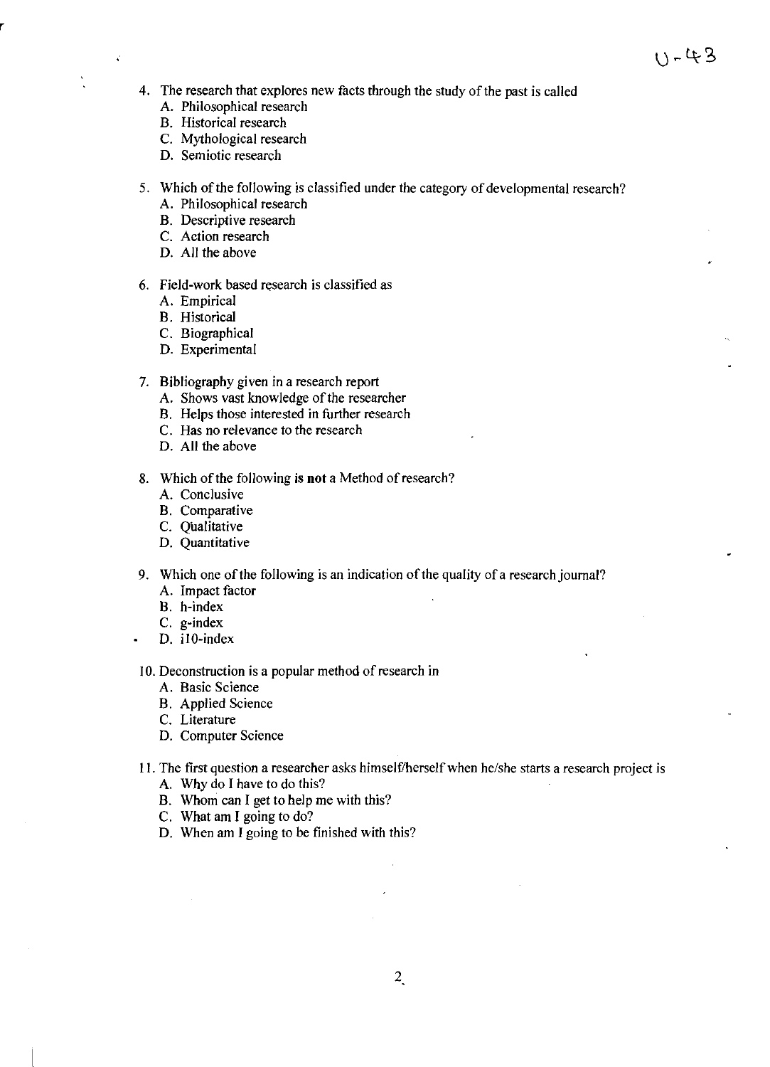4. The research that explores new facts through the study of the past is called
   A. Philosophical research
   B. Historical research
   C. Mythological research
   D. Semiotic research

5. Which of the following is classified under the category of developmental research?
   A. Philosophical research
   B. Descriptive research
   C. Action research
   D. All the above

6. Field-work based research is classified as
   A. Empirical
   B. Historical
   C. Biographical
   D. Experimental

7. Bibliography given in a research report
   A. Shows vast knowledge of the researcher
   B. Helps those interested in further research
   C. Has no relevance to the research
   D. All the above

8. Which of the following **is not** a Method of research?
   A. Conclusive
   B. Comparative
   C. Qualitative
   D. Quantitative

9. Which one of the following is an indication of the quality of a research journal?
   A. Impact factor
   B. h-index
   C. g-index
   D. i10-index

10. Deconstruction is a popular method of research in
    A. Basic Science
    B. Applied Science
    C. Literature
    D. Computer Science

11. The first question a researcher asks himself/herself when he/she starts a research project is
    A. Why do I have to do this?
    B. Whom can I get to help me with this?
    C. What am I going to do?
    D. When am I going to be finished with this?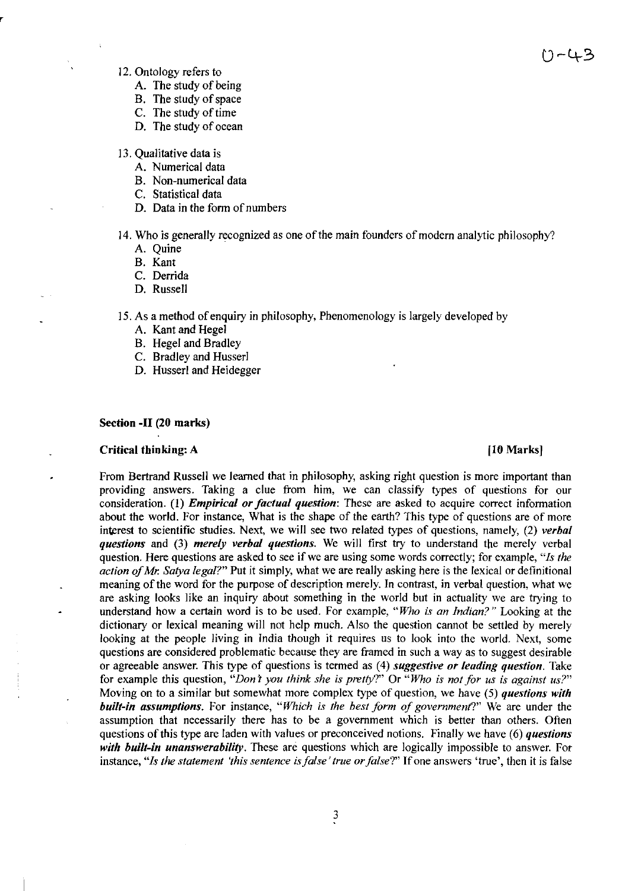12. Ontology refers to
    A. The study of being
    B. The study of space
    C. The study of time
    D. The study of ocean

13. Qualitative data is
    A. Numerical data
    B. Non-numerical data
    C. Statistical data
    D. Data in the form of numbers

14. Who is generally recognized as one of the main founders of modern analytic philosophy?
    A. Quine
    B. Kant
    C. Derrida
    D. Russell

15. As a method of enquiry in philosophy, Phenomenology is largely developed by
    A. Kant and Hegel
    B. Hegel and Bradley
    C. Bradley and Husserl
    D. Husserl and Heidegger

**Section -II (20 marks)**

**Critical thinking: A** **[10 Marks]**

From Bertrand Russell we learned that in philosophy, asking right question is more important than providing answers. Taking a clue from him, we can classify types of questions for our consideration. (1) ***Empirical or factual question***: These are asked to acquire correct information about the world. For instance, What is the shape of the earth? This type of questions are of more interest to scientific studies. Next, we will see two related types of questions, namely, (2) ***verbal questions*** and (3) ***merely verbal questions***. We will first try to understand the merely verbal question. Here questions are asked to see if we are using some words correctly; for example, "*Is the action of Mr. Satya legal?*" Put it simply, what we are really asking here is the lexical or definitional meaning of the word for the purpose of description merely. In contrast, in verbal question, what we are asking looks like an inquiry about something in the world but in actuality we are trying to understand how a certain word is to be used. For example, "*Who is an Indian?*" Looking at the dictionary or lexical meaning will not help much. Also the question cannot be settled by merely looking at the people living in India though it requires us to look into the world. Next, some questions are considered problematic because they are framed in such a way as to suggest desirable or agreeable answer. This type of questions is termed as (4) ***suggestive or leading question***. Take for example this question, "*Don't you think she is pretty?*" Or "*Who is not for us is against us?*" Moving on to a similar but somewhat more complex type of question, we have (5) ***questions with built-in assumptions***. For instance, "*Which is the best form of government?*" We are under the assumption that necessarily there has to be a government which is better than others. Often questions of this type are laden with values or preconceived notions. Finally we have (6) ***questions with built-in unanswerability***. These are questions which are logically impossible to answer. For instance, "*Is the statement 'this sentence is false' true or false?*" If one answers 'true', then it is false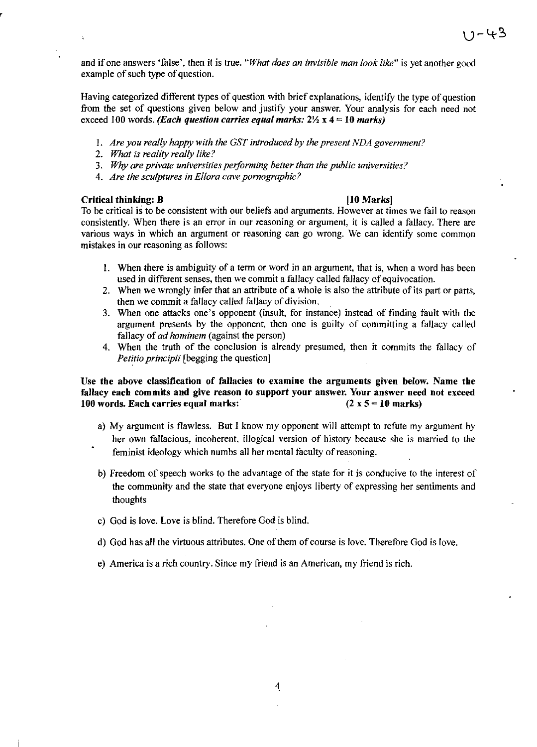and if one answers 'false', then it is true. "*What does an invisible man look like*" is yet another good example of such type of question.

Having categorized different types of question with brief explanations, identify the type of question from the set of questions given below and justify your answer. Your analysis for each need not exceed 100 words. ***(Each question carries equal marks: 2½ x 4 = 10 marks)***

1. *Are you really happy with the GST introduced by the present NDA government?*
2. *What is reality really like?*
3. *Why are private universities performing better than the public universities?*
4. *Are the sculptures in Ellora cave pornographic?*

**Critical thinking: B** **[10 Marks]**

To be critical is to be consistent with our beliefs and arguments. However at times we fail to reason consistently. When there is an error in our reasoning or argument, it is called a fallacy. There are various ways in which an argument or reasoning can go wrong. We can identify some common mistakes in our reasoning as follows:

1. When there is ambiguity of a term or word in an argument, that is, when a word has been used in different senses, then we commit a fallacy called fallacy of equivocation.
2. When we wrongly infer that an attribute of a whole is also the attribute of its part or parts, then we commit a fallacy called fallacy of division.
3. When one attacks one's opponent (insult, for instance) instead of finding fault with the argument presents by the opponent, then one is guilty of committing a fallacy called fallacy of *ad hominem* (against the person)
4. When the truth of the conclusion is already presumed, then it commits the fallacy of *Petitio principii* [begging the question]

**Use the above classification of fallacies to examine the arguments given below. Name the fallacy each commits and give reason to support your answer. Your answer need not exceed 100 words. Each carries equal marks:** **(2 x 5 = 10 marks)**

a) My argument is flawless. But I know my opponent will attempt to refute my argument by her own fallacious, incoherent, illogical version of history because she is married to the feminist ideology which numbs all her mental faculty of reasoning.

b) Freedom of speech works to the advantage of the state for it is conducive to the interest of the community and the state that everyone enjoys liberty of expressing her sentiments and thoughts

c) God is love. Love is blind. Therefore God is blind.

d) God has all the virtuous attributes. One of them of course is love. Therefore God is love.

e) America is a rich country. Since my friend is an American, my friend is rich.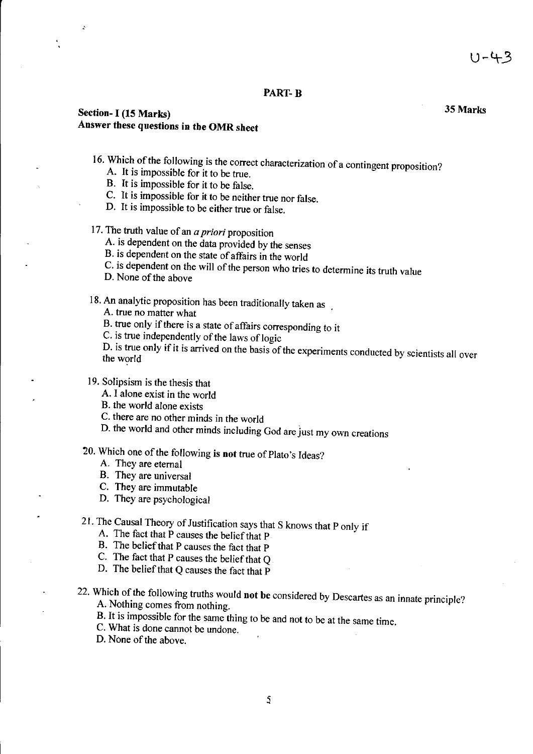U-43

## PART- B

**35 Marks**

### Section- I (15 Marks)

**Answer these questions in the OMR sheet**

16. Which of the following is the correct characterization of a contingent proposition?
    - A. It is impossible for it to be true.
    - B. It is impossible for it to be false.
    - C. It is impossible for it to be neither true nor false.
    - D. It is impossible to be either true or false.

17. The truth value of an *a priori* proposition
    - A. is dependent on the data provided by the senses
    - B. is dependent on the state of affairs in the world
    - C. is dependent on the will of the person who tries to determine its truth value
    - D. None of the above

18. An analytic proposition has been traditionally taken as
    - A. true no matter what
    - B. true only if there is a state of affairs corresponding to it
    - C. is true independently of the laws of logic
    - D. is true only if it is arrived on the basis of the experiments conducted by scientists all over the world

19. Solipsism is the thesis that
    - A. I alone exist in the world
    - B. the world alone exists
    - C. there are no other minds in the world
    - D. the world and other minds including God are just my own creations

20. Which one of the following **is not** true of Plato's Ideas?
    - A. They are eternal
    - B. They are universal
    - C. They are immutable
    - D. They are psychological

21. The Causal Theory of Justification says that S knows that P only if
    - A. The fact that P causes the belief that P
    - B. The belief that P causes the fact that P
    - C. The fact that P causes the belief that Q
    - D. The belief that Q causes the fact that P

22. Which of the following truths would **not be** considered by Descartes as an innate principle?
    - A. Nothing comes from nothing.
    - B. It is impossible for the same thing to be and not to be at the same time.
    - C. What is done cannot be undone.
    - D. None of the above.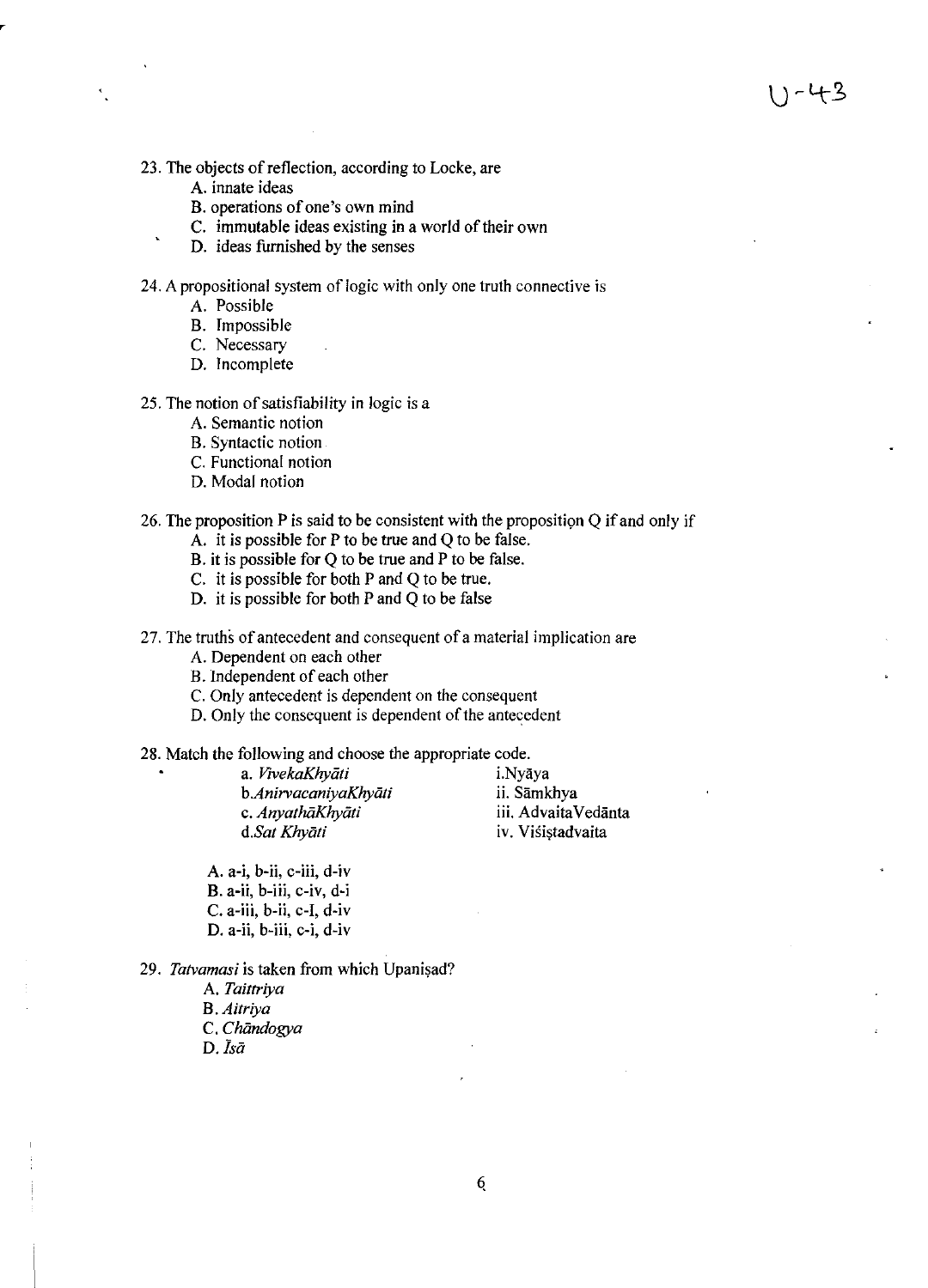23. The objects of reflection, according to Locke, are
    A. innate ideas
    B. operations of one's own mind
    C. immutable ideas existing in a world of their own
    D. ideas furnished by the senses

24. A propositional system of logic with only one truth connective is
    A. Possible
    B. Impossible
    C. Necessary
    D. Incomplete

25. The notion of satisfiability in logic is a
    A. Semantic notion
    B. Syntactic notion
    C. Functional notion
    D. Modal notion

26. The proposition P is said to be consistent with the proposition Q if and only if
    A. it is possible for P to be true and Q to be false.
    B. it is possible for Q to be true and P to be false.
    C. it is possible for both P and Q to be true.
    D. it is possible for both P and Q to be false

27. The truths of antecedent and consequent of a material implication are
    A. Dependent on each other
    B. Independent of each other
    C. Only antecedent is dependent on the consequent
    D. Only the consequent is dependent of the antecedent

28. Match the following and choose the appropriate code.

| | |
|---|---|
| a. *VivekaKhyāti* | i. Nyāya |
| b. *AnirvacaniyaKhyāti* | ii. Sāmkhya |
| c. *AnyathāKhyāti* | iii. AdvaitaVedānta |
| d. *Sat Khyāti* | iv. Viśiṣṭadvaita |

    A. a-i, b-ii, c-iii, d-iv
    B. a-ii, b-iii, c-iv, d-i
    C. a-iii, b-ii, c-I, d-iv
    D. a-ii, b-iii, c-i, d-iv

29. *Tatvamasi* is taken from which Upaniṣad?
    A. *Taittriya*
    B. *Aitriya*
    C. *Chāndogya*
    D. *Īsā*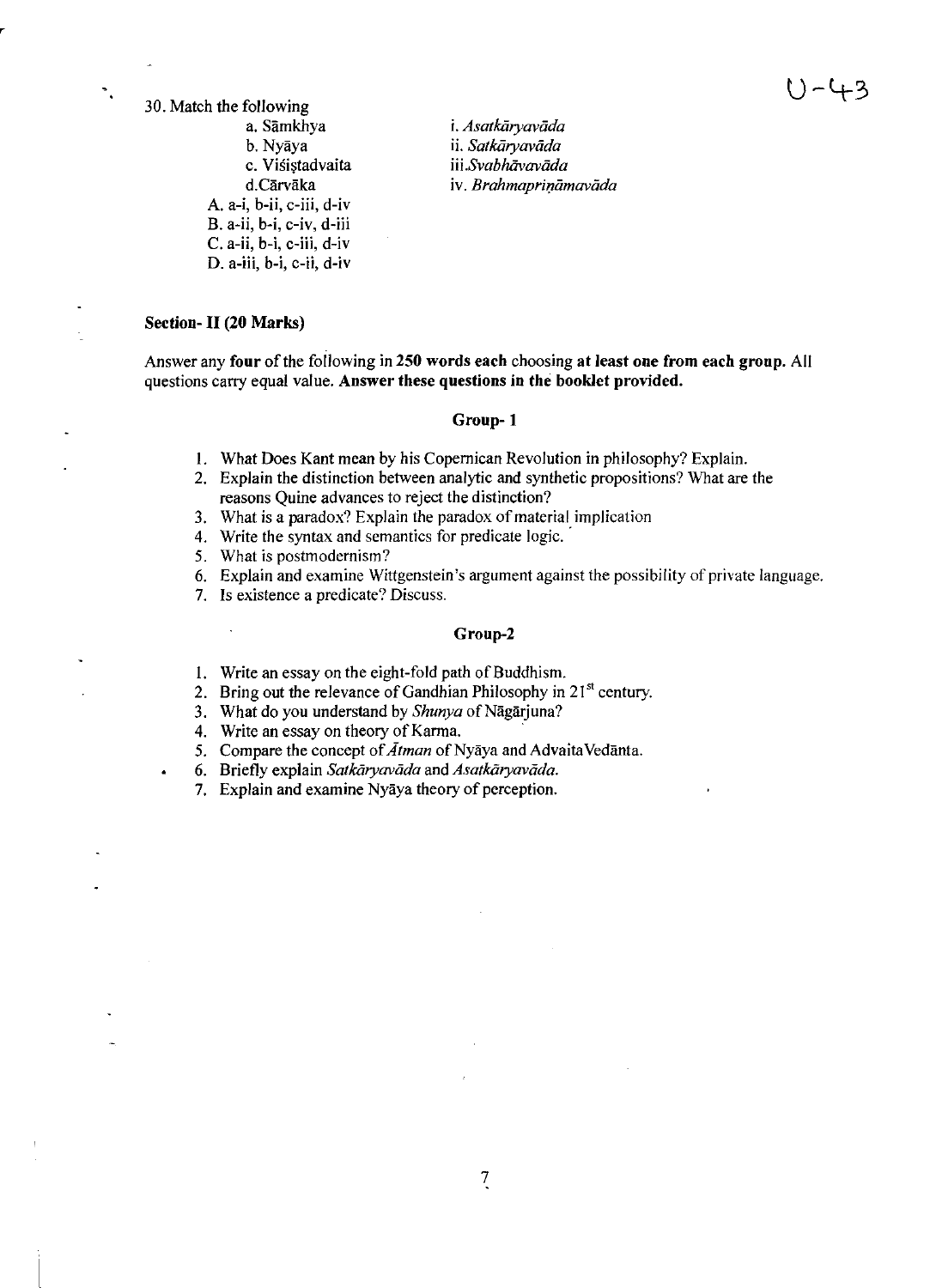30. Match the following

a. Sāmkhya
b. Nyāya
c. Viśiṣtadvaita
d. Cārvāka

i. *Asatkāryavāda*
ii. *Satkāryavāda*
iii. *Svabhāvavāda*
iv. *Brahmapriṇāmavāda*

A. a-i, b-ii, c-iii, d-iv
B. a-ii, b-i, c-iv, d-iii
C. a-ii, b-i, c-iii, d-iv
D. a-iii, b-i, c-ii, d-iv

**Section- II (20 Marks)**

Answer any **four** of the following in **250 words each** choosing **at least one from each group.** All questions carry equal value. **Answer these questions in the booklet provided.**

**Group- 1**

1. What Does Kant mean by his Copernican Revolution in philosophy? Explain.
2. Explain the distinction between analytic and synthetic propositions? What are the reasons Quine advances to reject the distinction?
3. What is a paradox? Explain the paradox of material implication
4. Write the syntax and semantics for predicate logic.
5. What is postmodernism?
6. Explain and examine Wittgenstein's argument against the possibility of private language.
7. Is existence a predicate? Discuss.

**Group-2**

1. Write an essay on the eight-fold path of Buddhism.
2. Bring out the relevance of Gandhian Philosophy in 21st century.
3. What do you understand by *Shunya* of Nāgārjuna?
4. Write an essay on theory of Karma.
5. Compare the concept of *Ātman* of Nyāya and Advaita Vedānta.
6. Briefly explain *Satkāryavāda* and *Asatkāryavāda*.
7. Explain and examine Nyāya theory of perception.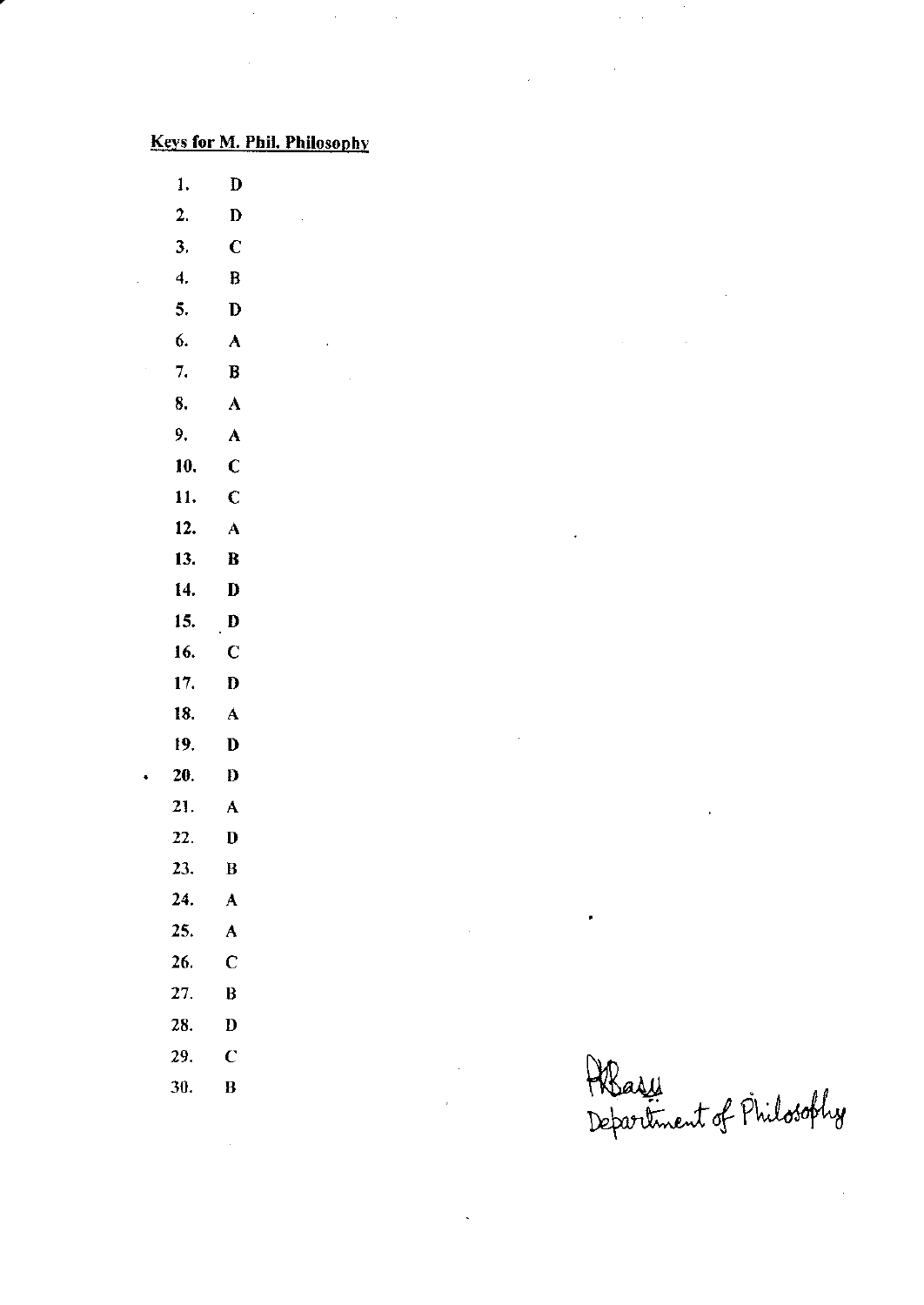**Keys for M. Phil. Philosophy**

1. D
2. D
3. C
4. B
5. D
6. A
7. B
8. A
9. A
10. C
11. C
12. A
13. B
14. D
15. D
16. C
17. D
18. A
19. D
20. D
21. A
22. D
23. B
24. A
25. A
26. C
27. B
28. D
29. C
30. B

PKBasu
Department of Philosophy